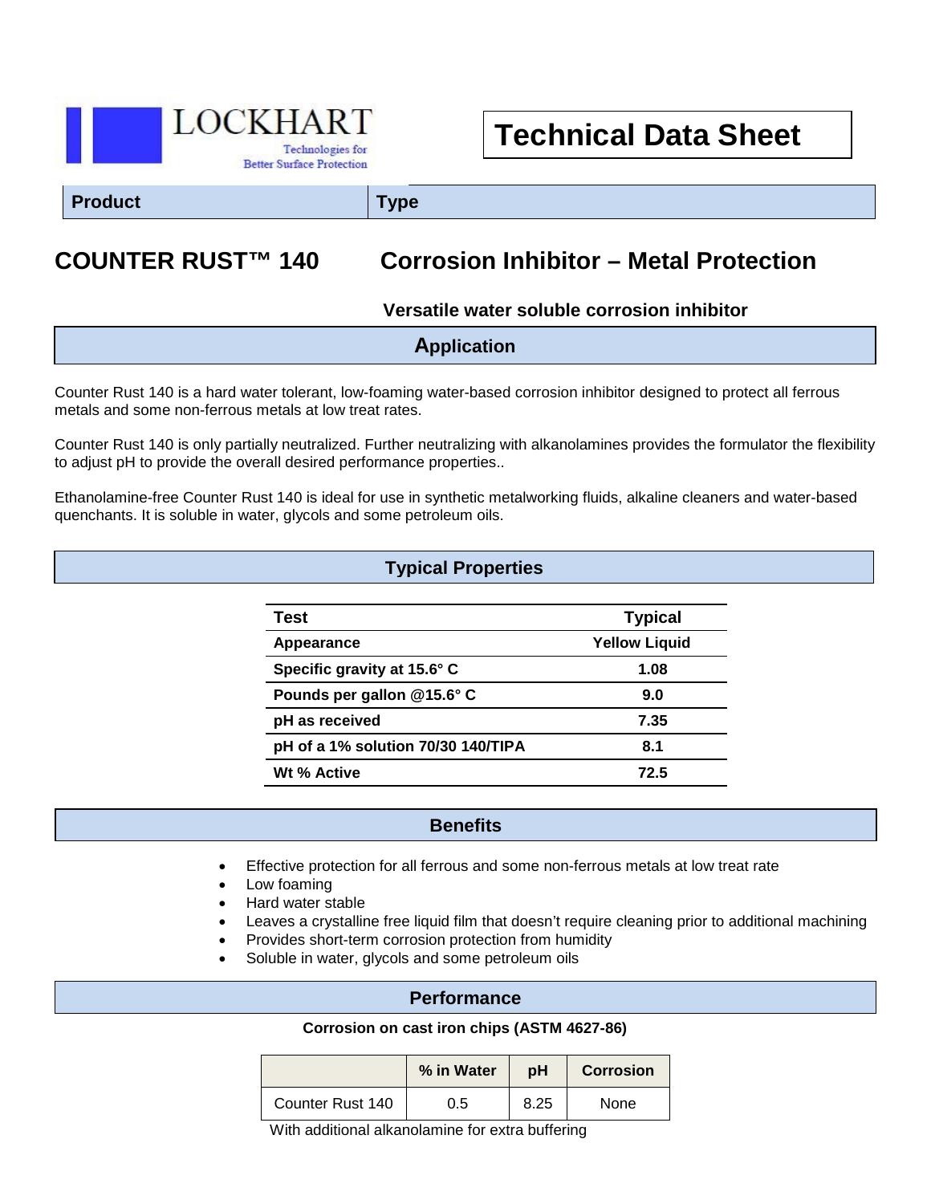LOCKHART

Technologies for Better Surface Protection

# Technical Data Sheet

| Product | Type |
| --- | --- |
| **COUNTER RUST™ 140** | **Corrosion Inhibitor – Metal Protection** |

**Versatile water soluble corrosion inhibitor**

## Application

Counter Rust 140 is a hard water tolerant, low-foaming water-based corrosion inhibitor designed to protect all ferrous metals and some non-ferrous metals at low treat rates.

Counter Rust 140 is only partially neutralized. Further neutralizing with alkanolamines provides the formulator the flexibility to adjust pH to provide the overall desired performance properties..

Ethanolamine-free Counter Rust 140 is ideal for use in synthetic metalworking fluids, alkaline cleaners and water-based quenchants. It is soluble in water, glycols and some petroleum oils.

## Typical Properties

| Test | Typical |
| --- | --- |
| Appearance | Yellow Liquid |
| Specific gravity at 15.6° C | 1.08 |
| Pounds per gallon @15.6° C | 9.0 |
| pH as received | 7.35 |
| pH of a 1% solution 70/30 140/TIPA | 8.1 |
| Wt % Active | 72.5 |

## Benefits

- Effective protection for all ferrous and some non-ferrous metals at low treat rate
- Low foaming
- Hard water stable
- Leaves a crystalline free liquid film that doesn't require cleaning prior to additional machining
- Provides short-term corrosion protection from humidity
- Soluble in water, glycols and some petroleum oils

## Performance

**Corrosion on cast iron chips (ASTM 4627-86)**

| | % in Water | pH | Corrosion |
| --- | --- | --- | --- |
| Counter Rust 140 | 0.5 | 8.25 | None |

With additional alkanolamine for extra buffering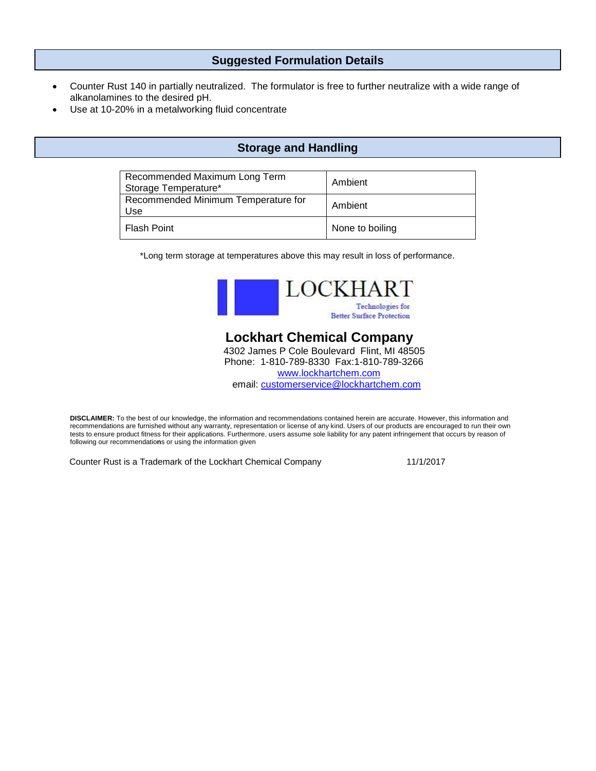## Suggested Formulation Details

- Counter Rust 140 in partially neutralized. The formulator is free to further neutralize with a wide range of alkanolamines to the desired pH.
- Use at 10-20% in a metalworking fluid concentrate

## Storage and Handling

| | |
|---|---|
| Recommended Maximum Long Term Storage Temperature* | Ambient |
| Recommended Minimum Temperature for Use | Ambient |
| Flash Point | None to boiling |

*Long term storage at temperatures above this may result in loss of performance.

LOCKHART
Technologies for Better Surface Protection

**Lockhart Chemical Company**
4302 James P Cole Boulevard Flint, MI 48505
Phone: 1-810-789-8330 Fax:1-810-789-3266
www.lockhartchem.com
email: customerservice@lockhartchem.com

**DISCLAIMER:** To the best of our knowledge, the information and recommendations contained herein are accurate. However, this information and recommendations are furnished without any warranty, representation or license of any kind. Users of our products are encouraged to run their own tests to ensure product fitness for their applications. Furthermore, users assume sole liability for any patent infringement that occurs by reason of following our recommendations or using the information given

Counter Rust is a Trademark of the Lockhart Chemical Company 11/1/2017